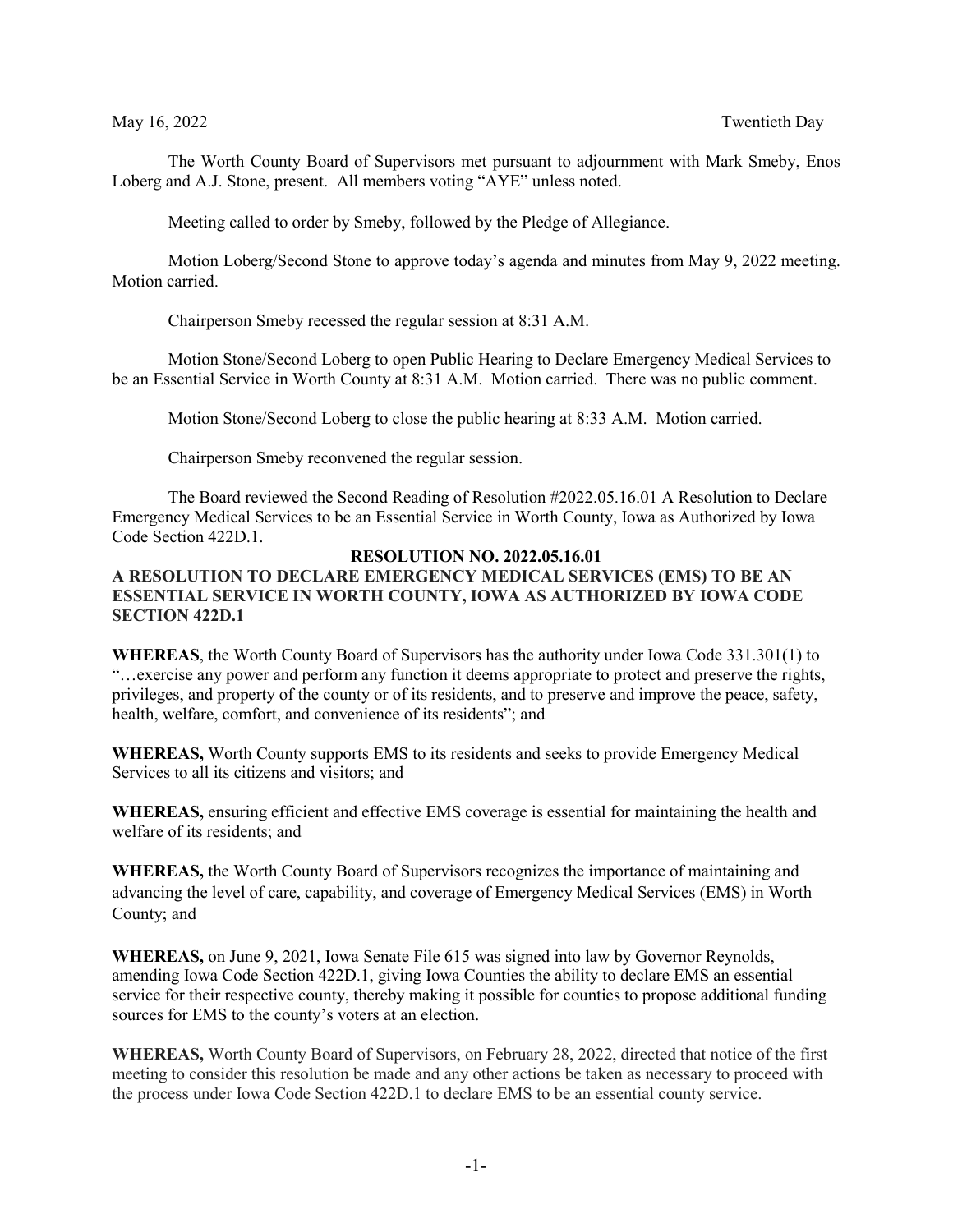May 16, 2022 Twentieth Day

The Worth County Board of Supervisors met pursuant to adjournment with Mark Smeby, Enos Loberg and A.J. Stone, present. All members voting "AYE" unless noted.

Meeting called to order by Smeby, followed by the Pledge of Allegiance.

Motion Loberg/Second Stone to approve today's agenda and minutes from May 9, 2022 meeting. Motion carried.

Chairperson Smeby recessed the regular session at 8:31 A.M.

Motion Stone/Second Loberg to open Public Hearing to Declare Emergency Medical Services to be an Essential Service in Worth County at 8:31 A.M. Motion carried. There was no public comment.

Motion Stone/Second Loberg to close the public hearing at 8:33 A.M. Motion carried.

Chairperson Smeby reconvened the regular session.

The Board reviewed the Second Reading of Resolution #2022.05.16.01 A Resolution to Declare Emergency Medical Services to be an Essential Service in Worth County, Iowa as Authorized by Iowa Code Section 422D.1.

**RESOLUTION NO. 2022.05.16.01**

**A RESOLUTION TO DECLARE EMERGENCY MEDICAL SERVICES (EMS) TO BE AN ESSENTIAL SERVICE IN WORTH COUNTY, IOWA AS AUTHORIZED BY IOWA CODE SECTION 422D.1**

**WHEREAS**, the Worth County Board of Supervisors has the authority under Iowa Code 331.301(1) to "…exercise any power and perform any function it deems appropriate to protect and preserve the rights, privileges, and property of the county or of its residents, and to preserve and improve the peace, safety, health, welfare, comfort, and convenience of its residents"; and

**WHEREAS,** Worth County supports EMS to its residents and seeks to provide Emergency Medical Services to all its citizens and visitors; and

**WHEREAS,** ensuring efficient and effective EMS coverage is essential for maintaining the health and welfare of its residents; and

**WHEREAS,** the Worth County Board of Supervisors recognizes the importance of maintaining and advancing the level of care, capability, and coverage of Emergency Medical Services (EMS) in Worth County; and

**WHEREAS,** on June 9, 2021, Iowa Senate File 615 was signed into law by Governor Reynolds, amending Iowa Code Section 422D.1, giving Iowa Counties the ability to declare EMS an essential service for their respective county, thereby making it possible for counties to propose additional funding sources for EMS to the county's voters at an election.

**WHEREAS,** Worth County Board of Supervisors, on February 28, 2022, directed that notice of the first meeting to consider this resolution be made and any other actions be taken as necessary to proceed with the process under Iowa Code Section 422D.1 to declare EMS to be an essential county service.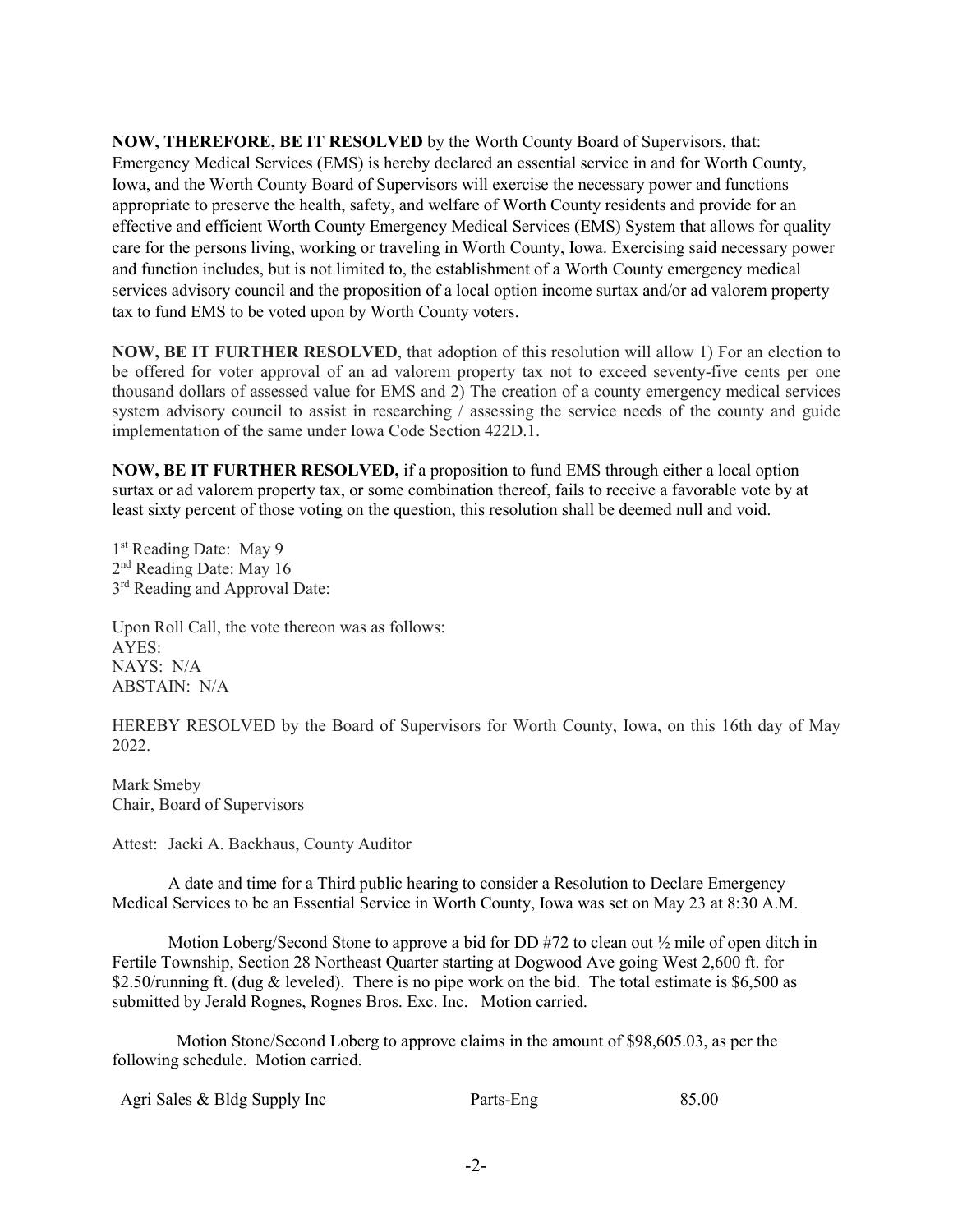**NOW, THEREFORE, BE IT RESOLVED** by the Worth County Board of Supervisors, that: Emergency Medical Services (EMS) is hereby declared an essential service in and for Worth County, Iowa, and the Worth County Board of Supervisors will exercise the necessary power and functions appropriate to preserve the health, safety, and welfare of Worth County residents and provide for an effective and efficient Worth County Emergency Medical Services (EMS) System that allows for quality care for the persons living, working or traveling in Worth County, Iowa. Exercising said necessary power and function includes, but is not limited to, the establishment of a Worth County emergency medical services advisory council and the proposition of a local option income surtax and/or ad valorem property tax to fund EMS to be voted upon by Worth County voters.

**NOW, BE IT FURTHER RESOLVED**, that adoption of this resolution will allow 1) For an election to be offered for voter approval of an ad valorem property tax not to exceed seventy-five cents per one thousand dollars of assessed value for EMS and 2) The creation of a county emergency medical services system advisory council to assist in researching / assessing the service needs of the county and guide implementation of the same under Iowa Code Section 422D.1.

**NOW, BE IT FURTHER RESOLVED,** if a proposition to fund EMS through either a local option surtax or ad valorem property tax, or some combination thereof, fails to receive a favorable vote by at least sixty percent of those voting on the question, this resolution shall be deemed null and void.

1st Reading Date: May 9
2nd Reading Date: May 16
3rd Reading and Approval Date:

Upon Roll Call, the vote thereon was as follows:
AYES:
NAYS: N/A
ABSTAIN: N/A

HEREBY RESOLVED by the Board of Supervisors for Worth County, Iowa, on this 16th day of May 2022.

Mark Smeby
Chair, Board of Supervisors

Attest: Jacki A. Backhaus, County Auditor

A date and time for a Third public hearing to consider a Resolution to Declare Emergency Medical Services to be an Essential Service in Worth County, Iowa was set on May 23 at 8:30 A.M.

Motion Loberg/Second Stone to approve a bid for DD #72 to clean out ½ mile of open ditch in Fertile Township, Section 28 Northeast Quarter starting at Dogwood Ave going West 2,600 ft. for $2.50/running ft. (dug & leveled). There is no pipe work on the bid. The total estimate is $6,500 as submitted by Jerald Rognes, Rognes Bros. Exc. Inc. Motion carried.

Motion Stone/Second Loberg to approve claims in the amount of $98,605.03, as per the following schedule. Motion carried.

| | | |
|---|---|---|
| Agri Sales & Bldg Supply Inc | Parts-Eng | 85.00 |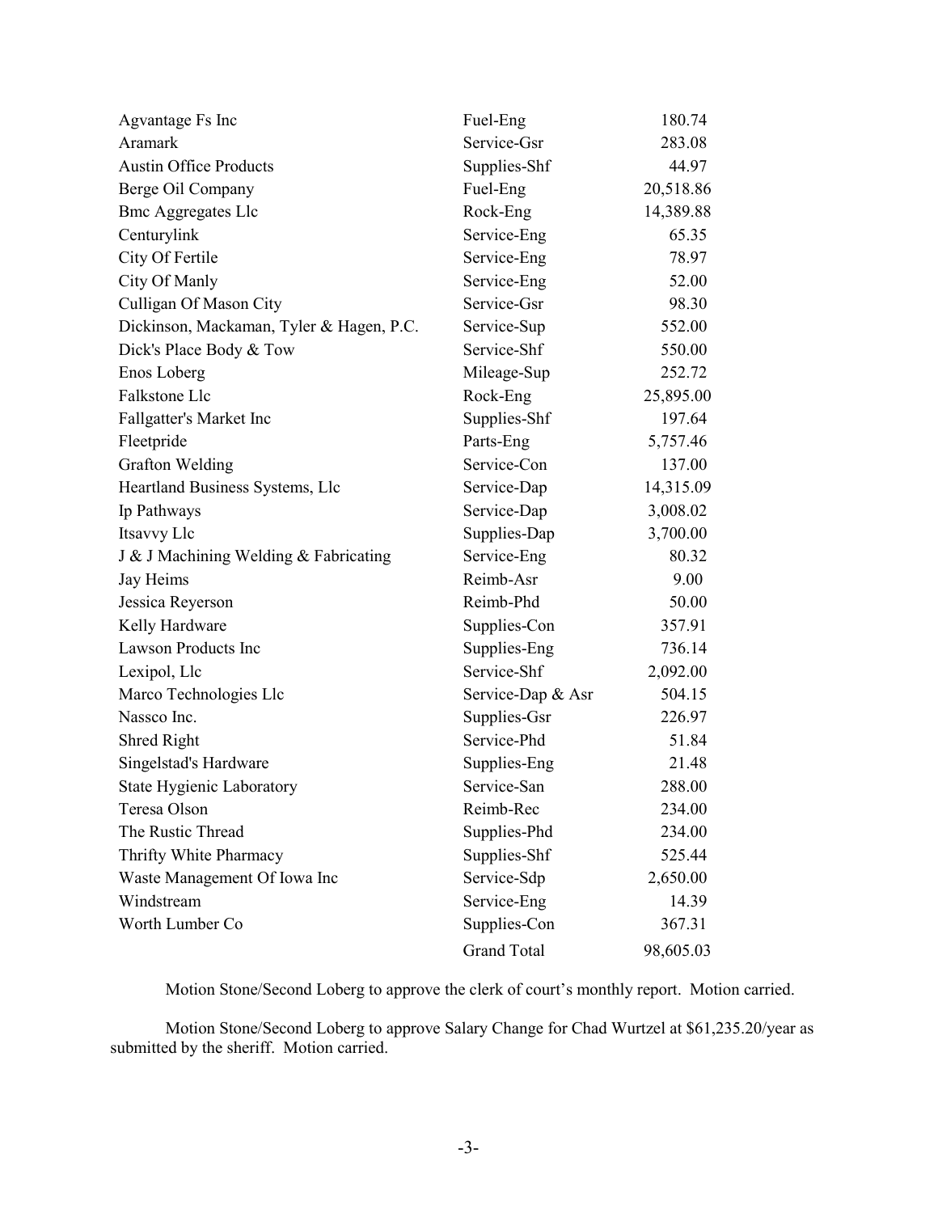| | | |
|---|---|---|
| Agvantage Fs Inc | Fuel-Eng | 180.74 |
| Aramark | Service-Gsr | 283.08 |
| Austin Office Products | Supplies-Shf | 44.97 |
| Berge Oil Company | Fuel-Eng | 20,518.86 |
| Bmc Aggregates Llc | Rock-Eng | 14,389.88 |
| Centurylink | Service-Eng | 65.35 |
| City Of Fertile | Service-Eng | 78.97 |
| City Of Manly | Service-Eng | 52.00 |
| Culligan Of Mason City | Service-Gsr | 98.30 |
| Dickinson, Mackaman, Tyler & Hagen, P.C. | Service-Sup | 552.00 |
| Dick's Place Body & Tow | Service-Shf | 550.00 |
| Enos Loberg | Mileage-Sup | 252.72 |
| Falkstone Llc | Rock-Eng | 25,895.00 |
| Fallgatter's Market Inc | Supplies-Shf | 197.64 |
| Fleetpride | Parts-Eng | 5,757.46 |
| Grafton Welding | Service-Con | 137.00 |
| Heartland Business Systems, Llc | Service-Dap | 14,315.09 |
| Ip Pathways | Service-Dap | 3,008.02 |
| Itsavvy Llc | Supplies-Dap | 3,700.00 |
| J & J Machining Welding & Fabricating | Service-Eng | 80.32 |
| Jay Heims | Reimb-Asr | 9.00 |
| Jessica Reyerson | Reimb-Phd | 50.00 |
| Kelly Hardware | Supplies-Con | 357.91 |
| Lawson Products Inc | Supplies-Eng | 736.14 |
| Lexipol, Llc | Service-Shf | 2,092.00 |
| Marco Technologies Llc | Service-Dap & Asr | 504.15 |
| Nassco Inc. | Supplies-Gsr | 226.97 |
| Shred Right | Service-Phd | 51.84 |
| Singelstad's Hardware | Supplies-Eng | 21.48 |
| State Hygienic Laboratory | Service-San | 288.00 |
| Teresa Olson | Reimb-Rec | 234.00 |
| The Rustic Thread | Supplies-Phd | 234.00 |
| Thrifty White Pharmacy | Supplies-Shf | 525.44 |
| Waste Management Of Iowa Inc | Service-Sdp | 2,650.00 |
| Windstream | Service-Eng | 14.39 |
| Worth Lumber Co | Supplies-Con | 367.31 |
| | Grand Total | 98,605.03 |

Motion Stone/Second Loberg to approve the clerk of court's monthly report. Motion carried.

Motion Stone/Second Loberg to approve Salary Change for Chad Wurtzel at $61,235.20/year as submitted by the sheriff. Motion carried.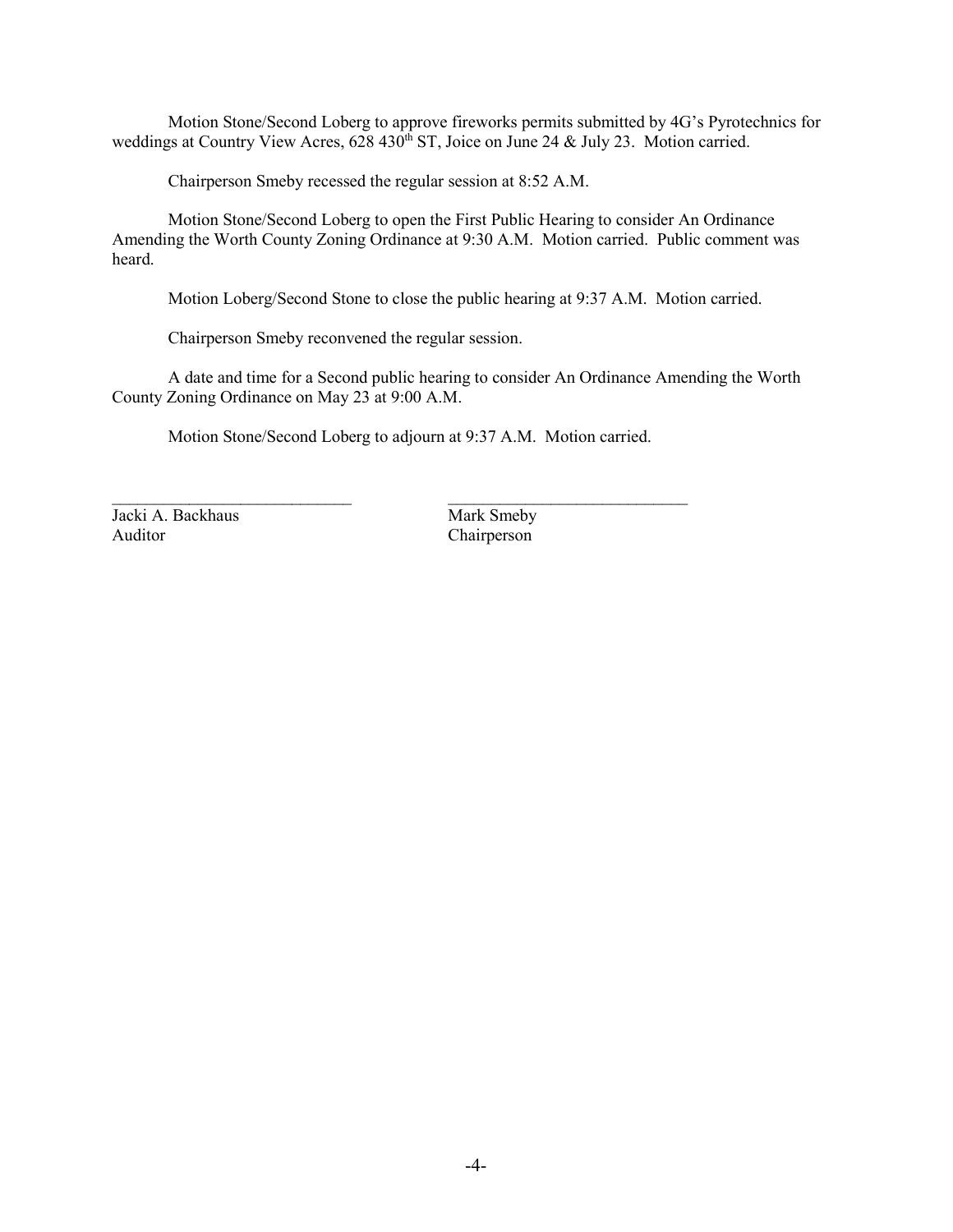Motion Stone/Second Loberg to approve fireworks permits submitted by 4G's Pyrotechnics for weddings at Country View Acres, 628 430th ST, Joice on June 24 & July 23. Motion carried.

Chairperson Smeby recessed the regular session at 8:52 A.M.

Motion Stone/Second Loberg to open the First Public Hearing to consider An Ordinance Amending the Worth County Zoning Ordinance at 9:30 A.M. Motion carried. Public comment was heard.

Motion Loberg/Second Stone to close the public hearing at 9:37 A.M. Motion carried.

Chairperson Smeby reconvened the regular session.

A date and time for a Second public hearing to consider An Ordinance Amending the Worth County Zoning Ordinance on May 23 at 9:00 A.M.

Motion Stone/Second Loberg to adjourn at 9:37 A.M. Motion carried.

| | |
|---|---|
| \_\_\_\_\_\_\_\_\_\_\_\_\_\_\_\_\_\_\_\_\_\_\_\_\_\_\_\_ | \_\_\_\_\_\_\_\_\_\_\_\_\_\_\_\_\_\_\_\_\_\_\_\_\_\_\_\_ |
| Jacki A. Backhaus | Mark Smeby |
| Auditor | Chairperson |